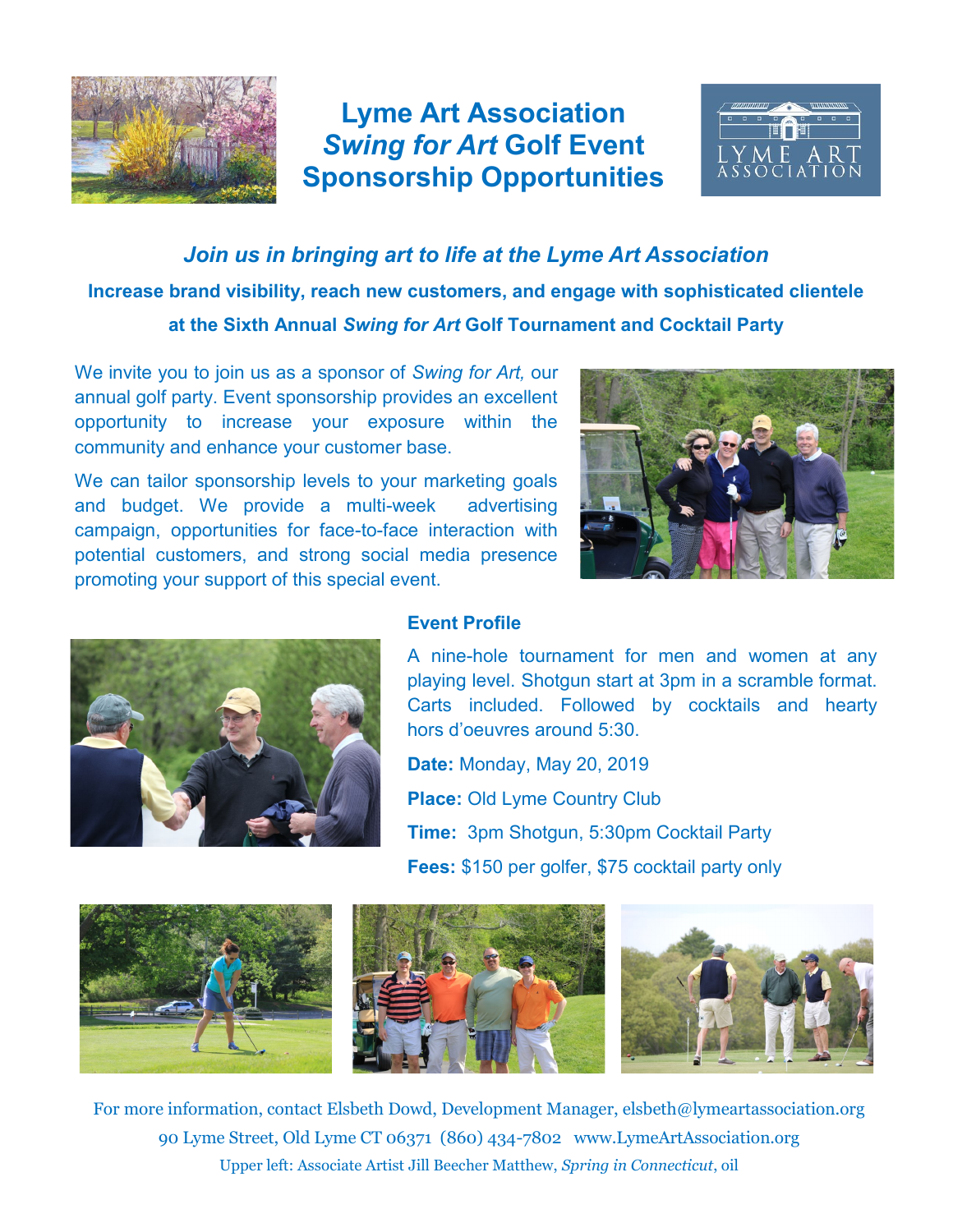# Lyme Art Association *Swing for Art* Golf Event Sponsorship Opportunities

LYME ART ASSOCIATION

## *Join us in bringing art to life at the Lyme Art Association*

**Increase brand visibility, reach new customers, and engage with sophisticated clientele at the Sixth Annual *Swing for Art* Golf Tournament and Cocktail Party**

We invite you to join us as a sponsor of *Swing for Art,* our annual golf party. Event sponsorship provides an excellent opportunity to increase your exposure within the community and enhance your customer base.

We can tailor sponsorship levels to your marketing goals and budget. We provide a multi-week advertising campaign, opportunities for face-to-face interaction with potential customers, and strong social media presence promoting your support of this special event.

### Event Profile

A nine-hole tournament for men and women at any playing level. Shotgun start at 3pm in a scramble format. Carts included. Followed by cocktails and hearty hors d'oeuvres around 5:30.

**Date:** Monday, May 20, 2019

**Place:** Old Lyme Country Club

**Time:** 3pm Shotgun, 5:30pm Cocktail Party

**Fees:** $150 per golfer, $75 cocktail party only

For more information, contact Elsbeth Dowd, Development Manager, elsbeth@lymeartassociation.org

90 Lyme Street, Old Lyme CT 06371 (860) 434-7802 www.LymeArtAssociation.org

Upper left: Associate Artist Jill Beecher Matthew, *Spring in Connecticut*, oil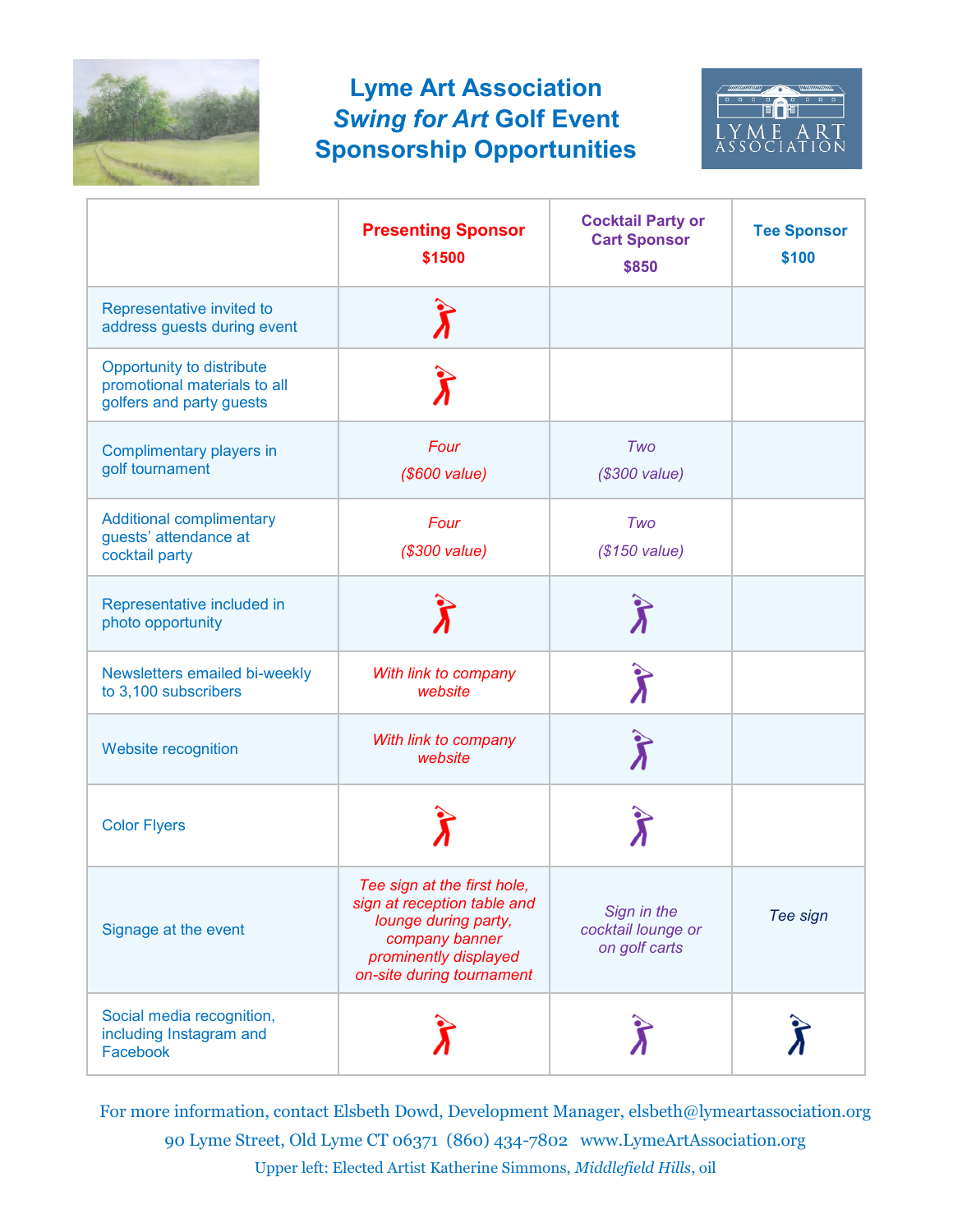# Lyme Art Association
# *Swing for Art* Golf Event
# Sponsorship Opportunities

| | Presenting Sponsor $1500 | Cocktail Party or Cart Sponsor $850 | Tee Sponsor $100 |
|---|---|---|---|
| Representative invited to address guests during event | ✓ | | |
| Opportunity to distribute promotional materials to all golfers and party guests | ✓ | | |
| Complimentary players in golf tournament | *Four ($600 value)* | *Two ($300 value)* | |
| Additional complimentary guests' attendance at cocktail party | *Four ($300 value)* | *Two ($150 value)* | |
| Representative included in photo opportunity | ✓ | ✓ | |
| Newsletters emailed bi-weekly to 3,100 subscribers | *With link to company website* | ✓ | |
| Website recognition | *With link to company website* | ✓ | |
| Color Flyers | ✓ | ✓ | |
| Signage at the event | *Tee sign at the first hole, sign at reception table and lounge during party, company banner prominently displayed on-site during tournament* | *Sign in the cocktail lounge or on golf carts* | *Tee sign* |
| Social media recognition, including Instagram and Facebook | ✓ | ✓ | ✓ |

For more information, contact Elsbeth Dowd, Development Manager, elsbeth@lymeartassociation.org
90 Lyme Street, Old Lyme CT 06371 (860) 434-7802 www.LymeArtAssociation.org
Upper left: Elected Artist Katherine Simmons, *Middlefield Hills*, oil